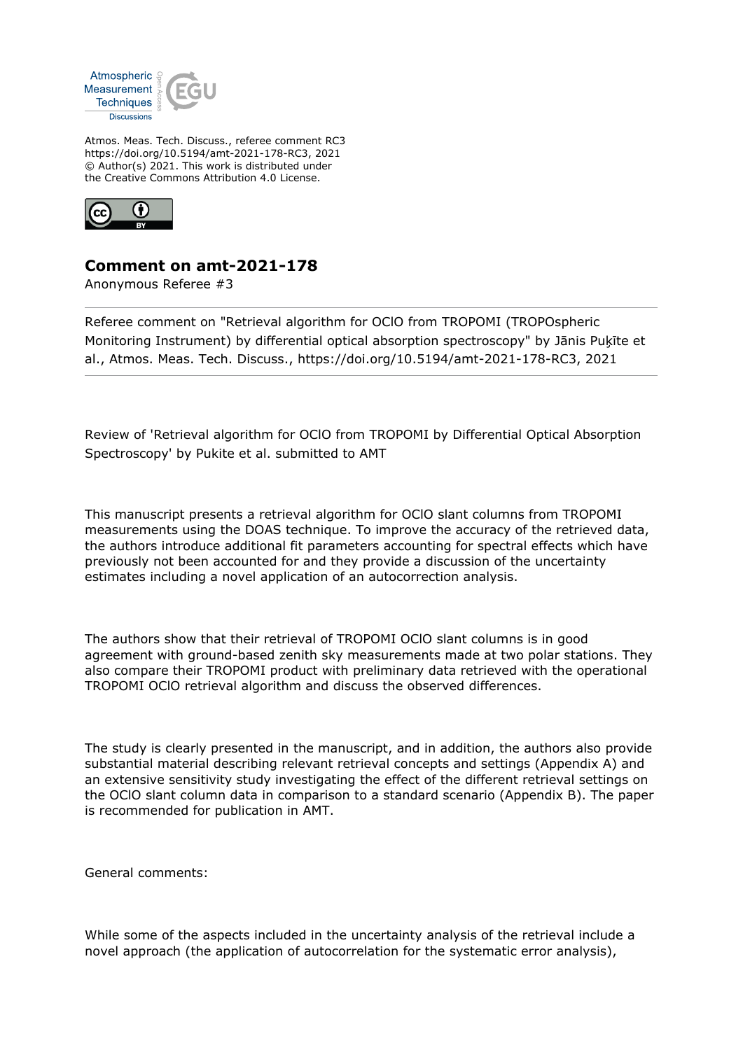Atmos. Meas. Tech. Discuss., referee comment RC3
https://doi.org/10.5194/amt-2021-178-RC3, 2021
© Author(s) 2021. This work is distributed under
the Creative Commons Attribution 4.0 License.

## Comment on amt-2021-178

Anonymous Referee #3

Referee comment on "Retrieval algorithm for OClO from TROPOMI (TROPOspheric Monitoring Instrument) by differential optical absorption spectroscopy" by Jānis Puķīte et al., Atmos. Meas. Tech. Discuss., https://doi.org/10.5194/amt-2021-178-RC3, 2021

Review of 'Retrieval algorithm for OClO from TROPOMI by Differential Optical Absorption Spectroscopy' by Pukite et al. submitted to AMT

This manuscript presents a retrieval algorithm for OClO slant columns from TROPOMI measurements using the DOAS technique. To improve the accuracy of the retrieved data, the authors introduce additional fit parameters accounting for spectral effects which have previously not been accounted for and they provide a discussion of the uncertainty estimates including a novel application of an autocorrection analysis.

The authors show that their retrieval of TROPOMI OClO slant columns is in good agreement with ground-based zenith sky measurements made at two polar stations. They also compare their TROPOMI product with preliminary data retrieved with the operational TROPOMI OClO retrieval algorithm and discuss the observed differences.

The study is clearly presented in the manuscript, and in addition, the authors also provide substantial material describing relevant retrieval concepts and settings (Appendix A) and an extensive sensitivity study investigating the effect of the different retrieval settings on the OClO slant column data in comparison to a standard scenario (Appendix B). The paper is recommended for publication in AMT.

General comments:

While some of the aspects included in the uncertainty analysis of the retrieval include a novel approach (the application of autocorrelation for the systematic error analysis),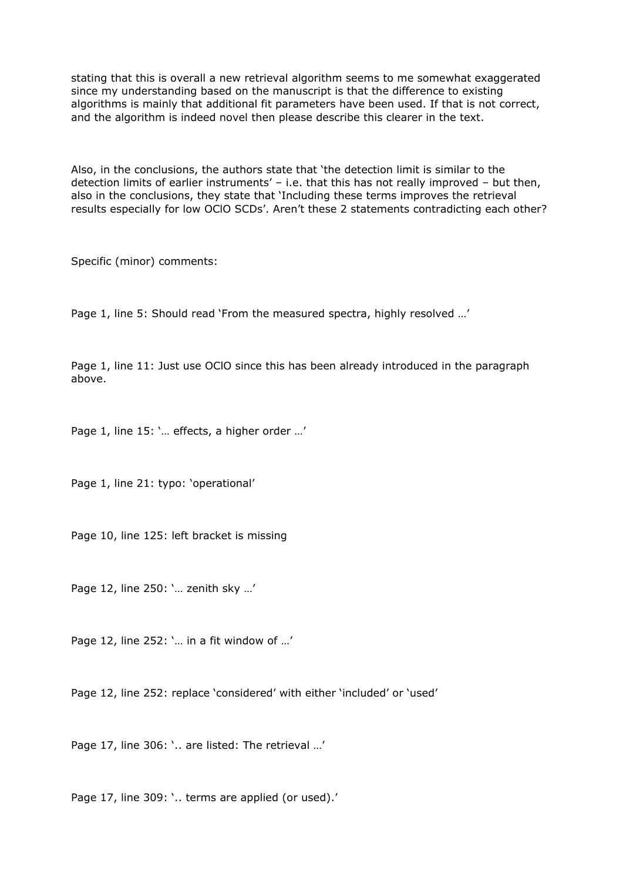stating that this is overall a new retrieval algorithm seems to me somewhat exaggerated since my understanding based on the manuscript is that the difference to existing algorithms is mainly that additional fit parameters have been used. If that is not correct, and the algorithm is indeed novel then please describe this clearer in the text.

Also, in the conclusions, the authors state that 'the detection limit is similar to the detection limits of earlier instruments' – i.e. that this has not really improved – but then, also in the conclusions, they state that 'Including these terms improves the retrieval results especially for low OClO SCDs'. Aren't these 2 statements contradicting each other?

Specific (minor) comments:

Page 1, line 5: Should read 'From the measured spectra, highly resolved …'

Page 1, line 11: Just use OClO since this has been already introduced in the paragraph above.

Page 1, line 15: '… effects, a higher order …'

Page 1, line 21: typo: 'operational'

Page 10, line 125: left bracket is missing

Page 12, line 250: '… zenith sky …'

Page 12, line 252: '… in a fit window of …'

Page 12, line 252: replace 'considered' with either 'included' or 'used'

Page 17, line 306: '.. are listed: The retrieval …'

Page 17, line 309: '.. terms are applied (or used).'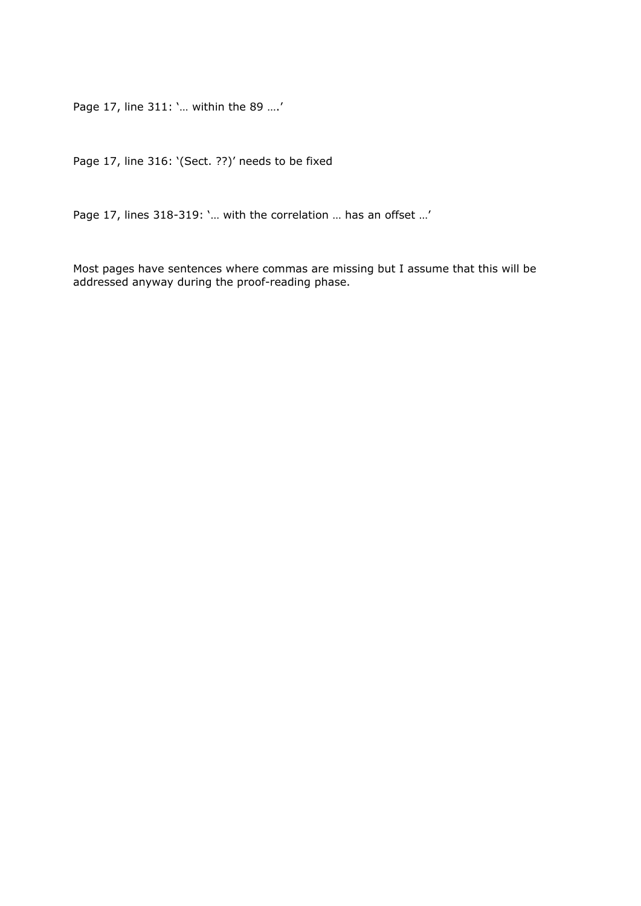Page 17, line 311: '… within the 89 ….'

Page 17, line 316: '(Sect. ??)' needs to be fixed

Page 17, lines 318-319: '… with the correlation … has an offset …'

Most pages have sentences where commas are missing but I assume that this will be addressed anyway during the proof-reading phase.